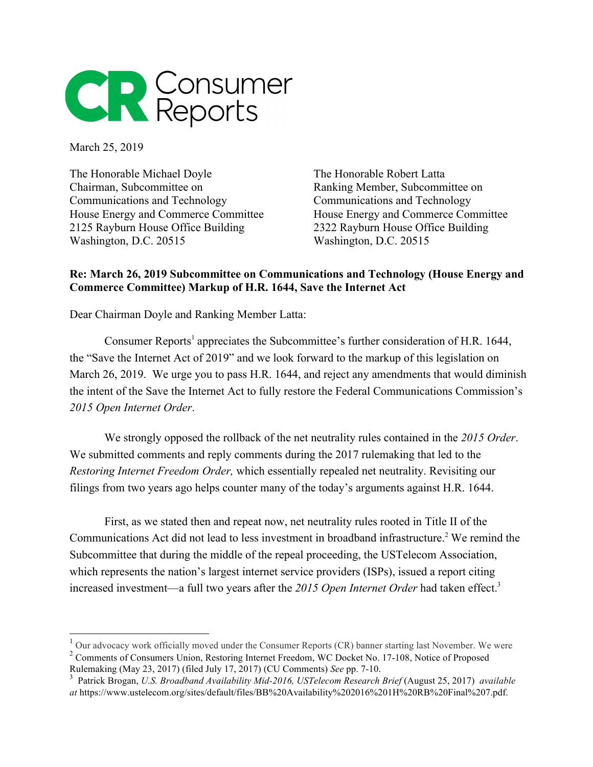Consumer Reports

March 25, 2019

The Honorable Michael Doyle
Chairman, Subcommittee on
Communications and Technology
House Energy and Commerce Committee
2125 Rayburn House Office Building
Washington, D.C. 20515

The Honorable Robert Latta
Ranking Member, Subcommittee on
Communications and Technology
House Energy and Commerce Committee
2322 Rayburn House Office Building
Washington, D.C. 20515

**Re: March 26, 2019 Subcommittee on Communications and Technology (House Energy and Commerce Committee) Markup of H.R. 1644, Save the Internet Act**

Dear Chairman Doyle and Ranking Member Latta:

Consumer Reports[1] appreciates the Subcommittee's further consideration of H.R. 1644, the "Save the Internet Act of 2019" and we look forward to the markup of this legislation on March 26, 2019. We urge you to pass H.R. 1644, and reject any amendments that would diminish the intent of the Save the Internet Act to fully restore the Federal Communications Commission's *2015 Open Internet Order*.

We strongly opposed the rollback of the net neutrality rules contained in the *2015 Order*. We submitted comments and reply comments during the 2017 rulemaking that led to the *Restoring Internet Freedom Order,* which essentially repealed net neutrality. Revisiting our filings from two years ago helps counter many of the today's arguments against H.R. 1644.

First, as we stated then and repeat now, net neutrality rules rooted in Title II of the Communications Act did not lead to less investment in broadband infrastructure.[2] We remind the Subcommittee that during the middle of the repeal proceeding, the USTelecom Association, which represents the nation's largest internet service providers (ISPs), issued a report citing increased investment—a full two years after the *2015 Open Internet Order* had taken effect.[3]

---

[1] Our advocacy work officially moved under the Consumer Reports (CR) banner starting last November. We were

[2] Comments of Consumers Union, Restoring Internet Freedom, WC Docket No. 17-108, Notice of Proposed Rulemaking (May 23, 2017) (filed July 17, 2017) (CU Comments) *See* pp. 7-10.

[3] Patrick Brogan, *U.S. Broadband Availability Mid-2016, USTelecom Research Brief* (August 25, 2017) *available at* https://www.ustelecom.org/sites/default/files/BB%20Availability%202016%201H%20RB%20Final%207.pdf.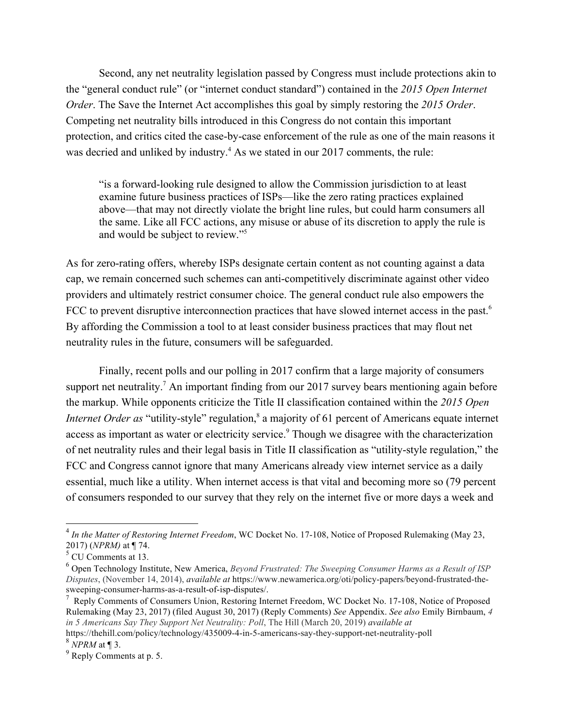Second, any net neutrality legislation passed by Congress must include protections akin to the "general conduct rule" (or "internet conduct standard") contained in the *2015 Open Internet Order*. The Save the Internet Act accomplishes this goal by simply restoring the *2015 Order*. Competing net neutrality bills introduced in this Congress do not contain this important protection, and critics cited the case-by-case enforcement of the rule as one of the main reasons it was decried and unliked by industry.[4] As we stated in our 2017 comments, the rule:

> "is a forward-looking rule designed to allow the Commission jurisdiction to at least examine future business practices of ISPs—like the zero rating practices explained above—that may not directly violate the bright line rules, but could harm consumers all the same. Like all FCC actions, any misuse or abuse of its discretion to apply the rule is and would be subject to review."[5]

As for zero-rating offers, whereby ISPs designate certain content as not counting against a data cap, we remain concerned such schemes can anti-competitively discriminate against other video providers and ultimately restrict consumer choice. The general conduct rule also empowers the FCC to prevent disruptive interconnection practices that have slowed internet access in the past.[6] By affording the Commission a tool to at least consider business practices that may flout net neutrality rules in the future, consumers will be safeguarded.

Finally, recent polls and our polling in 2017 confirm that a large majority of consumers support net neutrality.[7] An important finding from our 2017 survey bears mentioning again before the markup. While opponents criticize the Title II classification contained within the *2015 Open Internet Order as* "utility-style" regulation,[8] a majority of 61 percent of Americans equate internet access as important as water or electricity service.[9] Though we disagree with the characterization of net neutrality rules and their legal basis in Title II classification as "utility-style regulation," the FCC and Congress cannot ignore that many Americans already view internet service as a daily essential, much like a utility. When internet access is that vital and becoming more so (79 percent of consumers responded to our survey that they rely on the internet five or more days a week and

---

[4] *In the Matter of Restoring Internet Freedom*, WC Docket No. 17-108, Notice of Proposed Rulemaking (May 23, 2017) (*NPRM)* at ¶ 74.

[5] CU Comments at 13.

[6] Open Technology Institute, New America, *Beyond Frustrated: The Sweeping Consumer Harms as a Result of ISP Disputes*, (November 14, 2014), *available at* https://www.newamerica.org/oti/policy-papers/beyond-frustrated-the-sweeping-consumer-harms-as-a-result-of-isp-disputes/.

[7] Reply Comments of Consumers Union, Restoring Internet Freedom, WC Docket No. 17-108, Notice of Proposed Rulemaking (May 23, 2017) (filed August 30, 2017) (Reply Comments) *See* Appendix. *See also* Emily Birnbaum, *4 in 5 Americans Say They Support Net Neutrality: Poll*, The Hill (March 20, 2019) *available at* https://thehill.com/policy/technology/435009-4-in-5-americans-say-they-support-net-neutrality-poll

[8] *NPRM* at ¶ 3.

[9] Reply Comments at p. 5.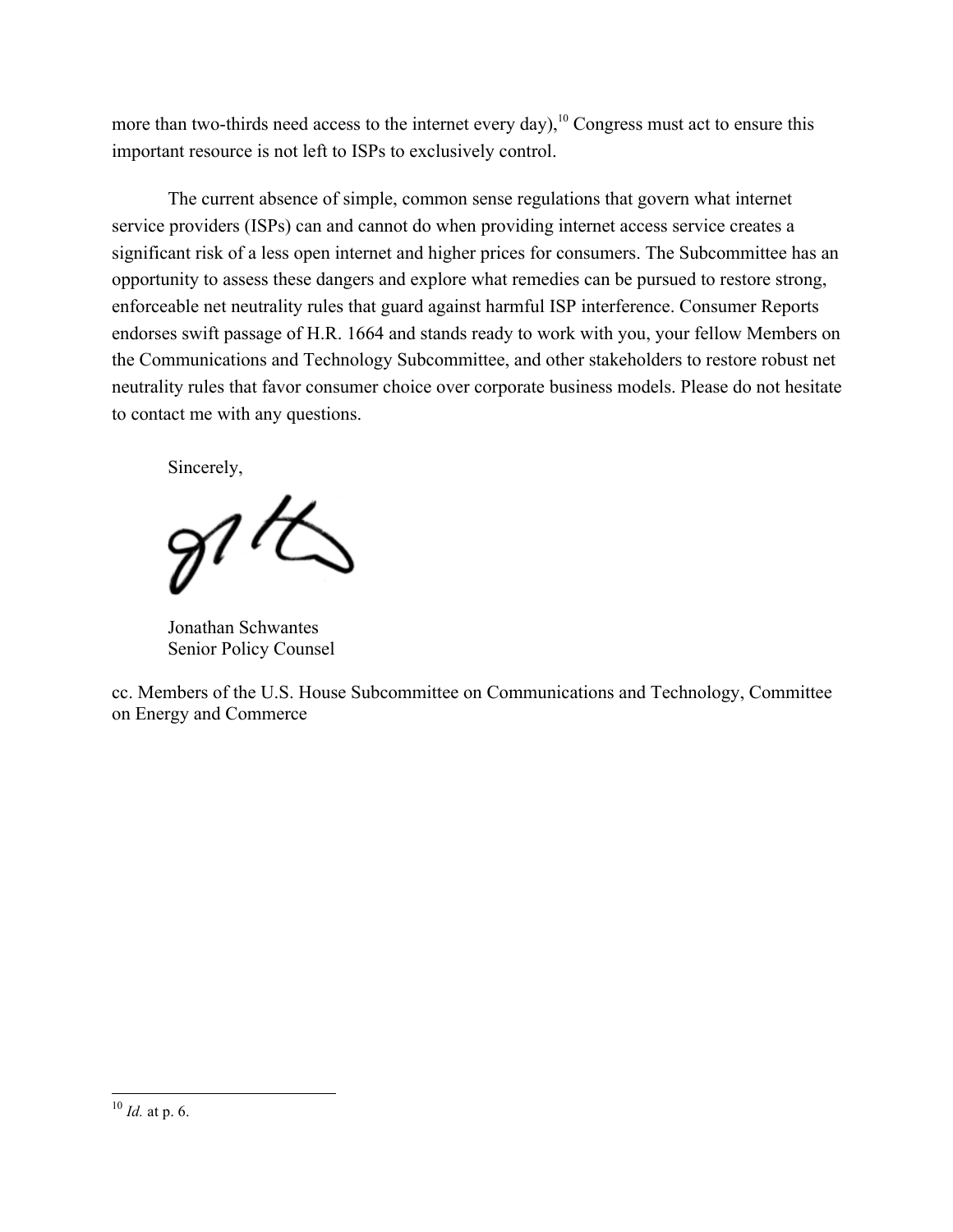more than two-thirds need access to the internet every day),[10] Congress must act to ensure this important resource is not left to ISPs to exclusively control.

The current absence of simple, common sense regulations that govern what internet service providers (ISPs) can and cannot do when providing internet access service creates a significant risk of a less open internet and higher prices for consumers. The Subcommittee has an opportunity to assess these dangers and explore what remedies can be pursued to restore strong, enforceable net neutrality rules that guard against harmful ISP interference. Consumer Reports endorses swift passage of H.R. 1664 and stands ready to work with you, your fellow Members on the Communications and Technology Subcommittee, and other stakeholders to restore robust net neutrality rules that favor consumer choice over corporate business models. Please do not hesitate to contact me with any questions.

Sincerely,

Jonathan Schwantes
Senior Policy Counsel

cc. Members of the U.S. House Subcommittee on Communications and Technology, Committee on Energy and Commerce

---

[10] *Id.* at p. 6.